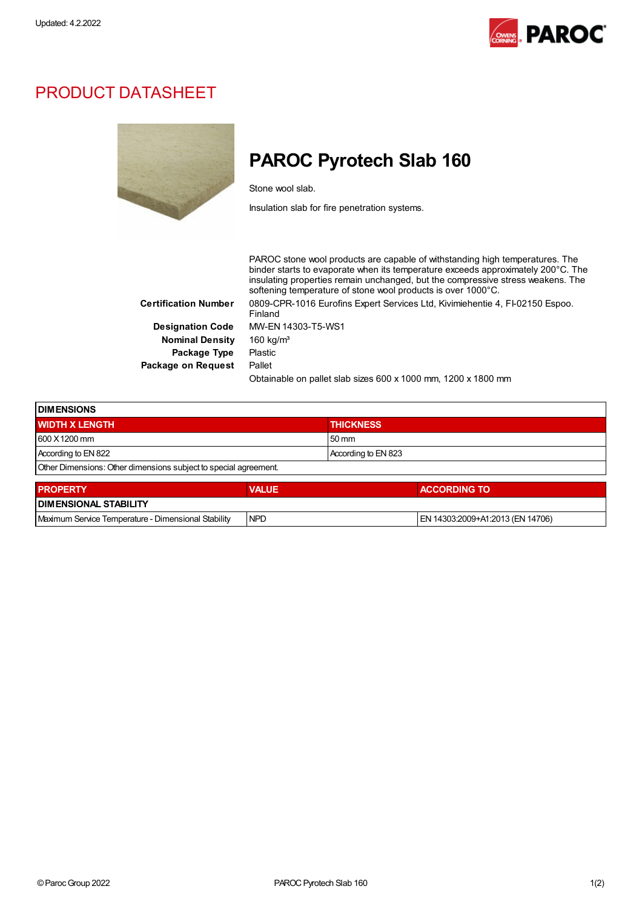Updated: 4.2.2022

# PRODUCT DATASHEET

## PAROC Pyrotech Slab 160

Stone wool slab.

Insulation slab for fire penetration systems.

PAROC stone wool products are capable of withstanding high temperatures. The binder starts to evaporate when its temperature exceeds approximately 200°C. The insulating properties remain unchanged, but the compressive stress weakens. The softening temperature of stone wool products is over 1000°C.

**Certification Number** 0809-CPR-1016 Eurofins Expert Services Ltd, Kivimiehentie 4, FI-02150 Espoo. Finland

**Designation Code** MW-EN 14303-T5-WS1

**Nominal Density** 160 kg/m³

**Package Type** Plastic

**Package on Request** Pallet

Obtainable on pallet slab sizes 600 x 1000 mm, 1200 x 1800 mm

| DIMENSIONS | |
|---|---|
| **WIDTH X LENGTH** | **THICKNESS** |
| 600 X 1200 mm | 50 mm |
| According to EN 822 | According to EN 823 |
| Other Dimensions: Other dimensions subject to special agreement. | |

| PROPERTY | VALUE | ACCORDING TO |
|---|---|---|
| **DIMENSIONAL STABILITY** | | |
| Maximum Service Temperature - Dimensional Stability | NPD | EN 14303:2009+A1:2013 (EN 14706) |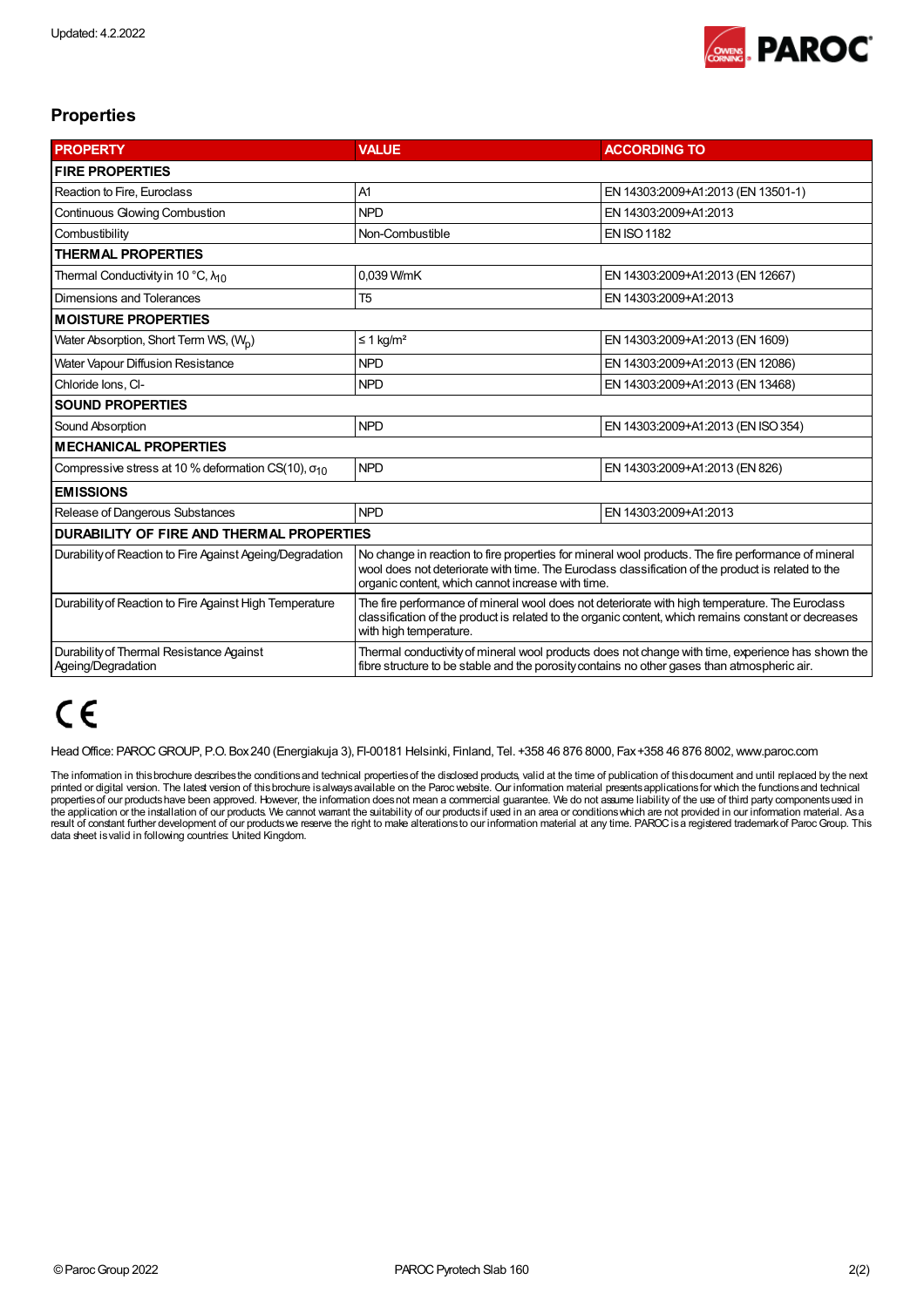Updated: 4.2.2022

## Properties

| PROPERTY | VALUE | ACCORDING TO |
|---|---|---|
| **FIRE PROPERTIES** | | |
| Reaction to Fire, Euroclass | A1 | EN 14303:2009+A1:2013 (EN 13501-1) |
| Continuous Glowing Combustion | NPD | EN 14303:2009+A1:2013 |
| Combustibility | Non-Combustible | EN ISO 1182 |
| **THERMAL PROPERTIES** | | |
| Thermal Conductivity in 10 °C, $\lambda_{10}$ | 0,039 W/mK | EN 14303:2009+A1:2013 (EN 12667) |
| Dimensions and Tolerances | T5 | EN 14303:2009+A1:2013 |
| **MOISTURE PROPERTIES** | | |
| Water Absorption, Short Term WS, ($W_p$) | ≤ 1 kg/m² | EN 14303:2009+A1:2013 (EN 1609) |
| Water Vapour Diffusion Resistance | NPD | EN 14303:2009+A1:2013 (EN 12086) |
| Chloride Ions, Cl- | NPD | EN 14303:2009+A1:2013 (EN 13468) |
| **SOUND PROPERTIES** | | |
| Sound Absorption | NPD | EN 14303:2009+A1:2013 (EN ISO 354) |
| **MECHANICAL PROPERTIES** | | |
| Compressive stress at 10 % deformation CS(10), $\sigma_{10}$ | NPD | EN 14303:2009+A1:2013 (EN 826) |
| **EMISSIONS** | | |
| Release of Dangerous Substances | NPD | EN 14303:2009+A1:2013 |
| **DURABILITY OF FIRE AND THERMAL PROPERTIES** | | |
| Durability of Reaction to Fire Against Ageing/Degradation | No change in reaction to fire properties for mineral wool products. The fire performance of mineral wool does not deteriorate with time. The Euroclass classification of the product is related to the organic content, which cannot increase with time. | |
| Durability of Reaction to Fire Against High Temperature | The fire performance of mineral wool does not deteriorate with high temperature. The Euroclass classification of the product is related to the organic content, which remains constant or decreases with high temperature. | |
| Durability of Thermal Resistance Against Ageing/Degradation | Thermal conductivity of mineral wool products does not change with time, experience has shown the fibre structure to be stable and the porosity contains no other gases than atmospheric air. | |

CE

Head Office: PAROC GROUP, P.O. Box 240 (Energiakuja 3), FI-00181 Helsinki, Finland, Tel. +358 46 876 8000, Fax +358 46 876 8002, www.paroc.com

The information in this brochure describes the conditions and technical properties of the disclosed products, valid at the time of publication of this document and until replaced by the next printed or digital version. The latest version of this brochure is always available on the Paroc website. Our information material presents applications for which the functions and technical properties of our products have been approved. However, the information does not mean a commercial guarantee. We do not assume liability of the use of third party components used in the application or the installation of our products. We cannot warrant the suitability of our products if used in an area or conditions which are not provided in our information material. As a result of constant further development of our products we reserve the right to make alterations to our information material at any time. PAROC is a registered trademark of Paroc Group. This data sheet is valid in following countries: United Kingdom.

© Paroc Group 2022

PAROC Pyrotech Slab 160